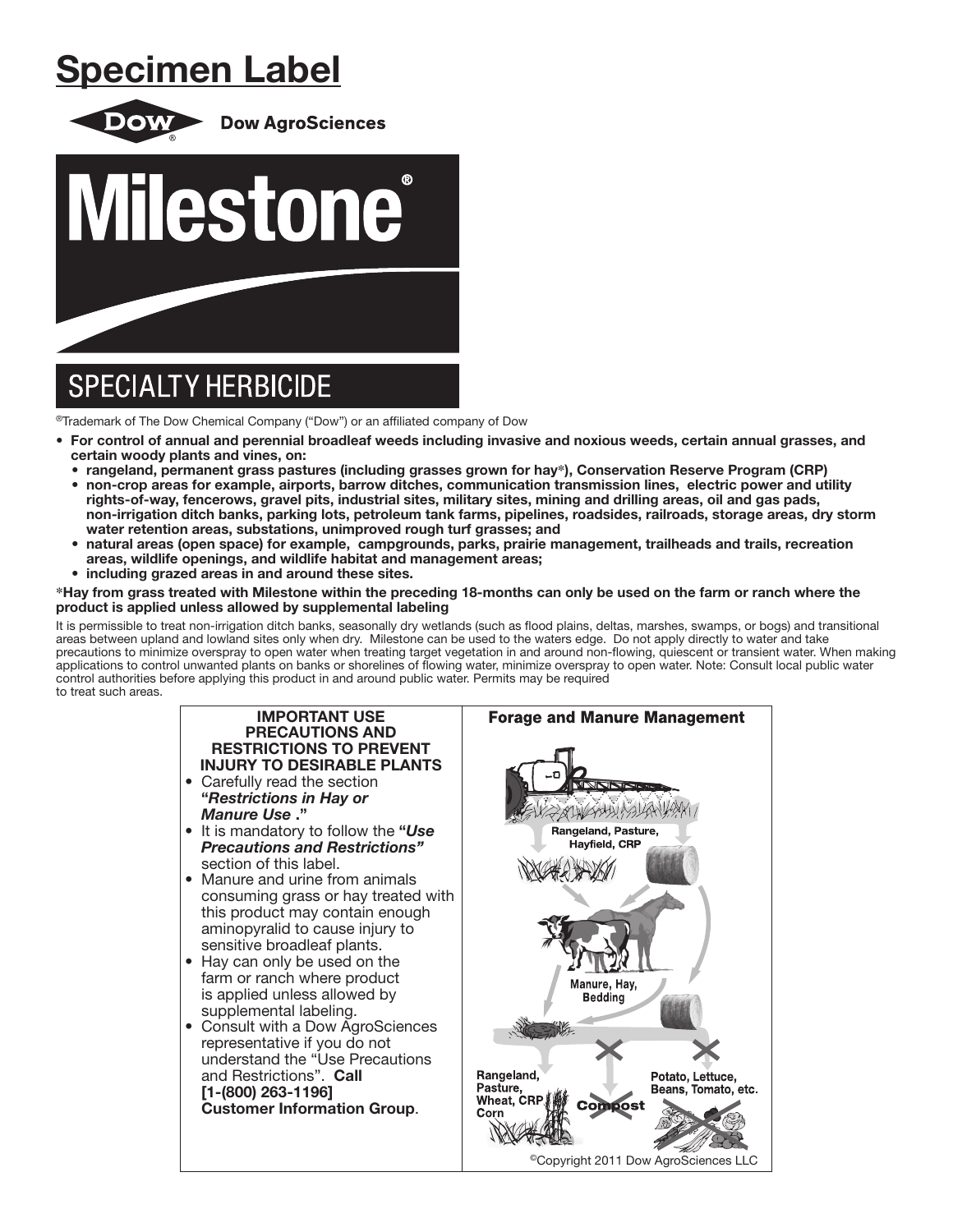# Specimen Label

Dow AgroSciences

# Milestone®

## SPECIALTY HERBICIDE

®Trademark of The Dow Chemical Company ("Dow") or an affiliated company of Dow

- **For control of annual and perennial broadleaf weeds including invasive and noxious weeds, certain annual grasses, and certain woody plants and vines, on:**
  - **rangeland, permanent grass pastures (including grasses grown for hay*), Conservation Reserve Program (CRP)**
  - **non-crop areas for example, airports, barrow ditches, communication transmission lines, electric power and utility rights-of-way, fencerows, gravel pits, industrial sites, military sites, mining and drilling areas, oil and gas pads, non-irrigation ditch banks, parking lots, petroleum tank farms, pipelines, roadsides, railroads, storage areas, dry storm water retention areas, substations, unimproved rough turf grasses; and**
  - **natural areas (open space) for example, campgrounds, parks, prairie management, trailheads and trails, recreation areas, wildlife openings, and wildlife habitat and management areas;**
  - **including grazed areas in and around these sites.**

**\*Hay from grass treated with Milestone within the preceding 18-months can only be used on the farm or ranch where the product is applied unless allowed by supplemental labeling**

It is permissible to treat non-irrigation ditch banks, seasonally dry wetlands (such as flood plains, deltas, marshes, swamps, or bogs) and transitional areas between upland and lowland sites only when dry. Milestone can be used to the waters edge. Do not apply directly to water and take precautions to minimize overspray to open water when treating target vegetation in and around non-flowing, quiescent or transient water. When making applications to control unwanted plants on banks or shorelines of flowing water, minimize overspray to open water. Note: Consult local public water control authorities before applying this product in and around public water. Permits may be required to treat such areas.

**IMPORTANT USE PRECAUTIONS AND RESTRICTIONS TO PREVENT INJURY TO DESIRABLE PLANTS**

- Carefully read the section ***"Restrictions in Hay or Manure Use ."***
- It is mandatory to follow the ***"Use Precautions and Restrictions"*** section of this label.
- Manure and urine from animals consuming grass or hay treated with this product may contain enough aminopyralid to cause injury to sensitive broadleaf plants.
- Hay can only be used on the farm or ranch where product is applied unless allowed by supplemental labeling.
- Consult with a Dow AgroSciences representative if you do not understand the "Use Precautions and Restrictions". **Call [1-(800) 263-1196] Customer Information Group**.

**Forage and Manure Management**

Rangeland, Pasture, Hayfield, CRP

Manure, Hay, Bedding

Rangeland, Pasture, Wheat, CRP Corn

Compost

Potato, Lettuce, Beans, Tomato, etc.

©Copyright 2011 Dow AgroSciences LLC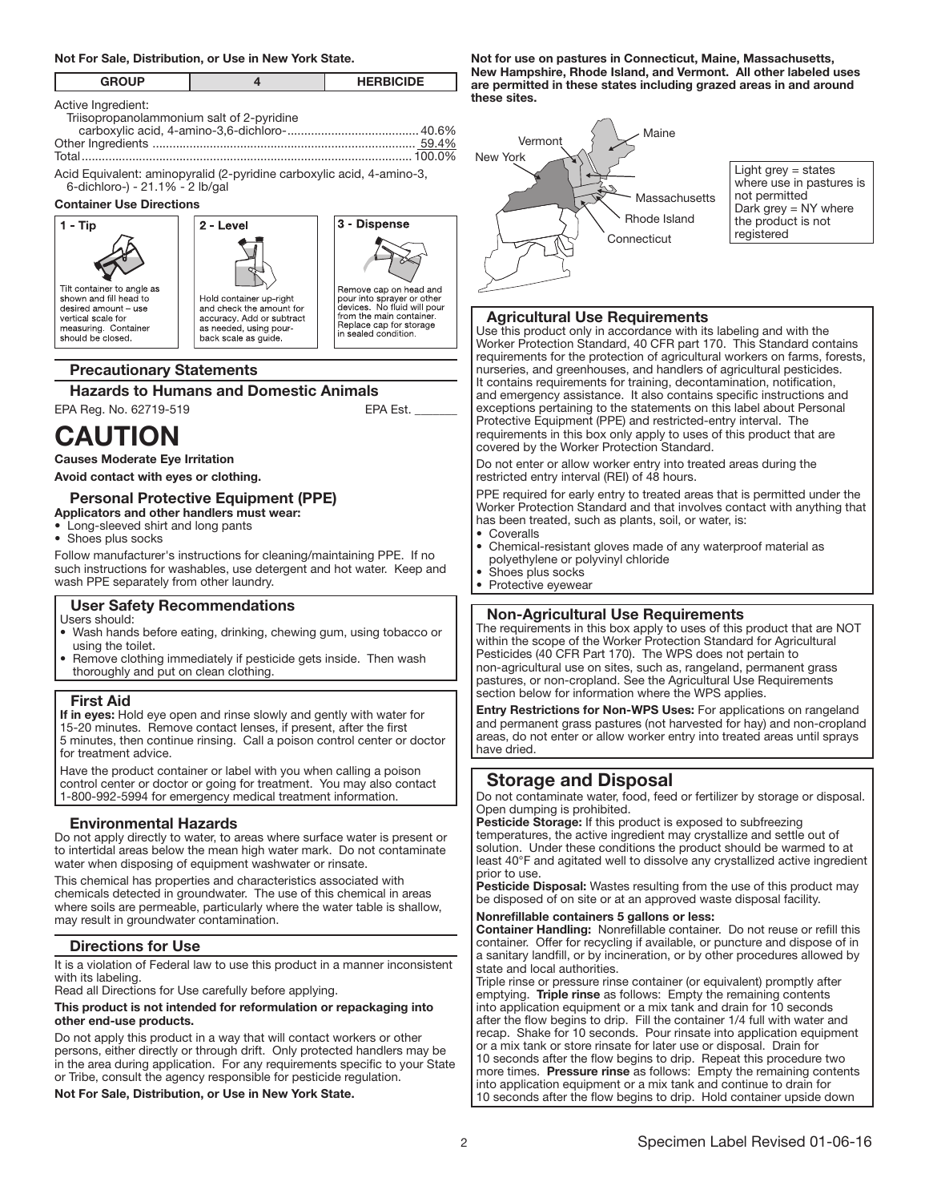**Not For Sale, Distribution, or Use in New York State.**

| GROUP | 4 | HERBICIDE |
|---|---|---|

Active Ingredient:
Triisopropanolammonium salt of 2-pyridine carboxylic acid, 4-amino-3,6-dichloro- ....................................... 40.6%
Other Ingredients ............................................................................. 59.4%
Total ................................................................................................ 100.0%

Acid Equivalent: aminopyralid (2-pyridine carboxylic acid, 4-amino-3, 6-dichloro-) - 21.1% - 2 lb/gal

**Container Use Directions**

**1 - Tip**
Tilt container to angle as shown and fill head to desired amount – use vertical scale for measuring. Container should be closed.

**2 - Level**
Hold container up-right and check the amount for accuracy. Add or subtract as needed, using pour-back scale as guide.

**3 - Dispense**
Remove cap on head and pour into sprayer or other devices. No fluid will pour from the main container. Replace cap for storage in sealed condition.

## Precautionary Statements

### Hazards to Humans and Domestic Animals

EPA Reg. No. 62719-519 EPA Est. _______

# CAUTION

**Causes Moderate Eye Irritation**

**Avoid contact with eyes or clothing.**

### Personal Protective Equipment (PPE)

**Applicators and other handlers must wear:**

- Long-sleeved shirt and long pants
- Shoes plus socks

Follow manufacturer's instructions for cleaning/maintaining PPE. If no such instructions for washables, use detergent and hot water. Keep and wash PPE separately from other laundry.

### User Safety Recommendations

Users should:

- Wash hands before eating, drinking, chewing gum, using tobacco or using the toilet.
- Remove clothing immediately if pesticide gets inside. Then wash thoroughly and put on clean clothing.

### First Aid

**If in eyes:** Hold eye open and rinse slowly and gently with water for 15-20 minutes. Remove contact lenses, if present, after the first 5 minutes, then continue rinsing. Call a poison control center or doctor for treatment advice.

Have the product container or label with you when calling a poison control center or doctor or going for treatment. You may also contact 1-800-992-5994 for emergency medical treatment information.

### Environmental Hazards

Do not apply directly to water, to areas where surface water is present or to intertidal areas below the mean high water mark. Do not contaminate water when disposing of equipment washwater or rinsate.

This chemical has properties and characteristics associated with chemicals detected in groundwater. The use of this chemical in areas where soils are permeable, particularly where the water table is shallow, may result in groundwater contamination.

### Directions for Use

It is a violation of Federal law to use this product in a manner inconsistent with its labeling.

Read all Directions for Use carefully before applying.

**This product is not intended for reformulation or repackaging into other end-use products.**

Do not apply this product in a way that will contact workers or other persons, either directly or through drift. Only protected handlers may be in the area during application. For any requirements specific to your State or Tribe, consult the agency responsible for pesticide regulation.

**Not For Sale, Distribution, or Use in New York State.**

**Not for use on pastures in Connecticut, Maine, Massachusetts, New Hampshire, Rhode Island, and Vermont. All other labeled uses are permitted in these states including grazed areas in and around these sites.**

Vermont, Maine, New York, Massachusetts, Rhode Island, Connecticut

Light grey = states where use in pastures is not permitted
Dark grey = NY where the product is not registered

### Agricultural Use Requirements

Use this product only in accordance with its labeling and with the Worker Protection Standard, 40 CFR part 170. This Standard contains requirements for the protection of agricultural workers on farms, forests, nurseries, and greenhouses, and handlers of agricultural pesticides. It contains requirements for training, decontamination, notification, and emergency assistance. It also contains specific instructions and exceptions pertaining to the statements on this label about Personal Protective Equipment (PPE) and restricted-entry interval. The requirements in this box only apply to uses of this product that are covered by the Worker Protection Standard.

Do not enter or allow worker entry into treated areas during the restricted entry interval (REI) of 48 hours.

PPE required for early entry to treated areas that is permitted under the Worker Protection Standard and that involves contact with anything that has been treated, such as plants, soil, or water, is:

- Coveralls
- Chemical-resistant gloves made of any waterproof material as polyethylene or polyvinyl chloride
- Shoes plus socks
- Protective eyewear

### Non-Agricultural Use Requirements

The requirements in this box apply to uses of this product that are NOT within the scope of the Worker Protection Standard for Agricultural Pesticides (40 CFR Part 170). The WPS does not pertain to non-agricultural use on sites, such as, rangeland, permanent grass pastures, or non-cropland. See the Agricultural Use Requirements section below for information where the WPS applies.

**Entry Restrictions for Non-WPS Uses:** For applications on rangeland and permanent grass pastures (not harvested for hay) and non-cropland areas, do not enter or allow worker entry into treated areas until sprays have dried.

## Storage and Disposal

Do not contaminate water, food, feed or fertilizer by storage or disposal. Open dumping is prohibited.

**Pesticide Storage:** If this product is exposed to subfreezing temperatures, the active ingredient may crystallize and settle out of solution. Under these conditions the product should be warmed to at least 40°F and agitated well to dissolve any crystallized active ingredient prior to use.

**Pesticide Disposal:** Wastes resulting from the use of this product may be disposed of on site or at an approved waste disposal facility.

**Nonrefillable containers 5 gallons or less:**

**Container Handling:** Nonrefillable container. Do not reuse or refill this container. Offer for recycling if available, or puncture and dispose of in a sanitary landfill, or by incineration, or by other procedures allowed by state and local authorities.

Triple rinse or pressure rinse container (or equivalent) promptly after emptying. **Triple rinse** as follows: Empty the remaining contents into application equipment or a mix tank and drain for 10 seconds after the flow begins to drip. Fill the container 1/4 full with water and recap. Shake for 10 seconds. Pour rinsate into application equipment or a mix tank or store rinsate for later use or disposal. Drain for 10 seconds after the flow begins to drip. Repeat this procedure two more times. **Pressure rinse** as follows: Empty the remaining contents into application equipment or a mix tank and continue to drain for 10 seconds after the flow begins to drip. Hold container upside down

Specimen Label Revised 01-06-16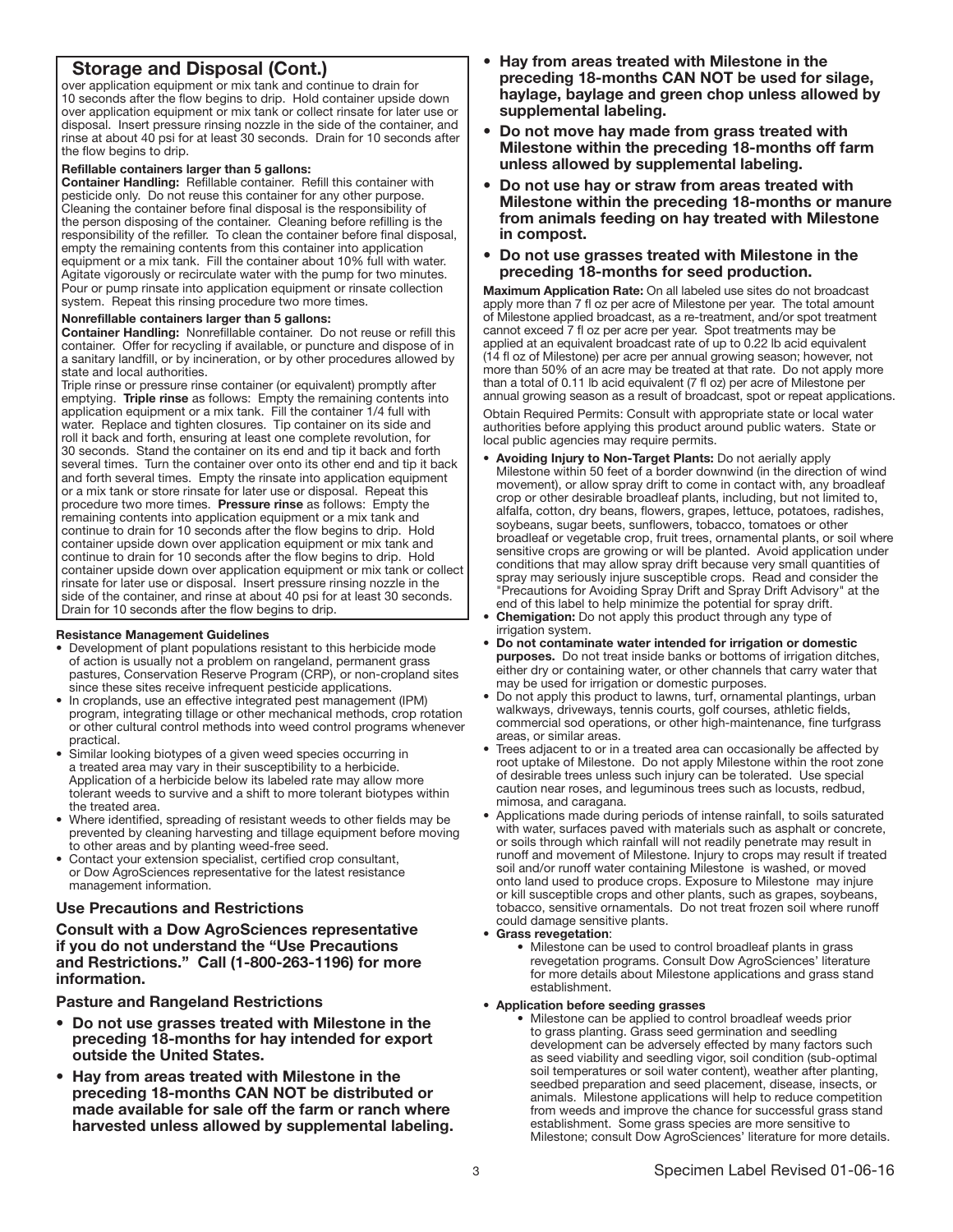## Storage and Disposal (Cont.)

over application equipment or mix tank and continue to drain for 10 seconds after the flow begins to drip. Hold container upside down over application equipment or mix tank or collect rinsate for later use or disposal. Insert pressure rinsing nozzle in the side of the container, and rinse at about 40 psi for at least 30 seconds. Drain for 10 seconds after the flow begins to drip.

**Refillable containers larger than 5 gallons:**

**Container Handling:** Refillable container. Refill this container with pesticide only. Do not reuse this container for any other purpose. Cleaning the container before final disposal is the responsibility of the person disposing of the container. Cleaning before refilling is the responsibility of the refiller. To clean the container before final disposal, empty the remaining contents from this container into application equipment or a mix tank. Fill the container about 10% full with water. Agitate vigorously or recirculate water with the pump for two minutes. Pour or pump rinsate into application equipment or rinsate collection system. Repeat this rinsing procedure two more times.

**Nonrefillable containers larger than 5 gallons:**

**Container Handling:** Nonrefillable container. Do not reuse or refill this container. Offer for recycling if available, or puncture and dispose of in a sanitary landfill, or by incineration, or by other procedures allowed by state and local authorities.

Triple rinse or pressure rinse container (or equivalent) promptly after emptying. **Triple rinse** as follows: Empty the remaining contents into application equipment or a mix tank. Fill the container 1/4 full with water. Replace and tighten closures. Tip container on its side and roll it back and forth, ensuring at least one complete revolution, for 30 seconds. Stand the container on its end and tip it back and forth several times. Turn the container over onto its other end and tip it back and forth several times. Empty the rinsate into application equipment or a mix tank or store rinsate for later use or disposal. Repeat this procedure two more times. **Pressure rinse** as follows: Empty the remaining contents into application equipment or a mix tank and continue to drain for 10 seconds after the flow begins to drip. Hold container upside down over application equipment or mix tank and continue to drain for 10 seconds after the flow begins to drip. Hold container upside down over application equipment or mix tank or collect rinsate for later use or disposal. Insert pressure rinsing nozzle in the side of the container, and rinse at about 40 psi for at least 30 seconds. Drain for 10 seconds after the flow begins to drip.

**Resistance Management Guidelines**

- Development of plant populations resistant to this herbicide mode of action is usually not a problem on rangeland, permanent grass pastures, Conservation Reserve Program (CRP), or non-cropland sites since these sites receive infrequent pesticide applications.
- In croplands, use an effective integrated pest management (IPM) program, integrating tillage or other mechanical methods, crop rotation or other cultural control methods into weed control programs whenever practical.
- Similar looking biotypes of a given weed species occurring in a treated area may vary in their susceptibility to a herbicide. Application of a herbicide below its labeled rate may allow more tolerant weeds to survive and a shift to more tolerant biotypes within the treated area.
- Where identified, spreading of resistant weeds to other fields may be prevented by cleaning harvesting and tillage equipment before moving to other areas and by planting weed-free seed.
- Contact your extension specialist, certified crop consultant, or Dow AgroSciences representative for the latest resistance management information.

### Use Precautions and Restrictions

**Consult with a Dow AgroSciences representative if you do not understand the "Use Precautions and Restrictions." Call (1-800-263-1196) for more information.**

### Pasture and Rangeland Restrictions

- **Do not use grasses treated with Milestone in the preceding 18-months for hay intended for export outside the United States.**
- **Hay from areas treated with Milestone in the preceding 18-months CAN NOT be distributed or made available for sale off the farm or ranch where harvested unless allowed by supplemental labeling.**
- **Hay from areas treated with Milestone in the preceding 18-months CAN NOT be used for silage, haylage, baylage and green chop unless allowed by supplemental labeling.**
- **Do not move hay made from grass treated with Milestone within the preceding 18-months off farm unless allowed by supplemental labeling.**
- **Do not use hay or straw from areas treated with Milestone within the preceding 18-months or manure from animals feeding on hay treated with Milestone in compost.**
- **Do not use grasses treated with Milestone in the preceding 18-months for seed production.**

**Maximum Application Rate:** On all labeled use sites do not broadcast apply more than 7 fl oz per acre of Milestone per year. The total amount of Milestone applied broadcast, as a re-treatment, and/or spot treatment cannot exceed 7 fl oz per acre per year. Spot treatments may be applied at an equivalent broadcast rate of up to 0.22 lb acid equivalent (14 fl oz of Milestone) per acre per annual growing season; however, not more than 50% of an acre may be treated at that rate. Do not apply more than a total of 0.11 lb acid equivalent (7 fl oz) per acre of Milestone per annual growing season as a result of broadcast, spot or repeat applications.

Obtain Required Permits: Consult with appropriate state or local water authorities before applying this product around public waters. State or local public agencies may require permits.

- **Avoiding Injury to Non-Target Plants:** Do not aerially apply Milestone within 50 feet of a border downwind (in the direction of wind movement), or allow spray drift to come in contact with, any broadleaf crop or other desirable broadleaf plants, including, but not limited to, alfalfa, cotton, dry beans, flowers, grapes, lettuce, potatoes, radishes, soybeans, sugar beets, sunflowers, tobacco, tomatoes or other broadleaf or vegetable crop, fruit trees, ornamental plants, or soil where sensitive crops are growing or will be planted. Avoid application under conditions that may allow spray drift because very small quantities of spray may seriously injure susceptible crops. Read and consider the "Precautions for Avoiding Spray Drift and Spray Drift Advisory" at the end of this label to help minimize the potential for spray drift.
- **Chemigation:** Do not apply this product through any type of irrigation system.
- **Do not contaminate water intended for irrigation or domestic purposes.** Do not treat inside banks or bottoms of irrigation ditches, either dry or containing water, or other channels that carry water that may be used for irrigation or domestic purposes.
- Do not apply this product to lawns, turf, ornamental plantings, urban walkways, driveways, tennis courts, golf courses, athletic fields, commercial sod operations, or other high-maintenance, fine turfgrass areas, or similar areas.
- Trees adjacent to or in a treated area can occasionally be affected by root uptake of Milestone. Do not apply Milestone within the root zone of desirable trees unless such injury can be tolerated. Use special caution near roses, and leguminous trees such as locusts, redbud, mimosa, and caragana.
- Applications made during periods of intense rainfall, to soils saturated with water, surfaces paved with materials such as asphalt or concrete, or soils through which rainfall will not readily penetrate may result in runoff and movement of Milestone. Injury to crops may result if treated soil and/or runoff water containing Milestone is washed, or moved onto land used to produce crops. Exposure to Milestone may injure or kill susceptible crops and other plants, such as grapes, soybeans, tobacco, sensitive ornamentals. Do not treat frozen soil where runoff could damage sensitive plants.
- **Grass revegetation**:
  - Milestone can be used to control broadleaf plants in grass revegetation programs. Consult Dow AgroSciences' literature for more details about Milestone applications and grass stand establishment.
- **Application before seeding grasses**
  - Milestone can be applied to control broadleaf weeds prior to grass planting. Grass seed germination and seedling development can be adversely effected by many factors such as seed viability and seedling vigor, soil condition (sub-optimal soil temperatures or soil water content), weather after planting, seedbed preparation and seed placement, disease, insects, or animals. Milestone applications will help to reduce competition from weeds and improve the chance for successful grass stand establishment. Some grass species are more sensitive to Milestone; consult Dow AgroSciences' literature for more details.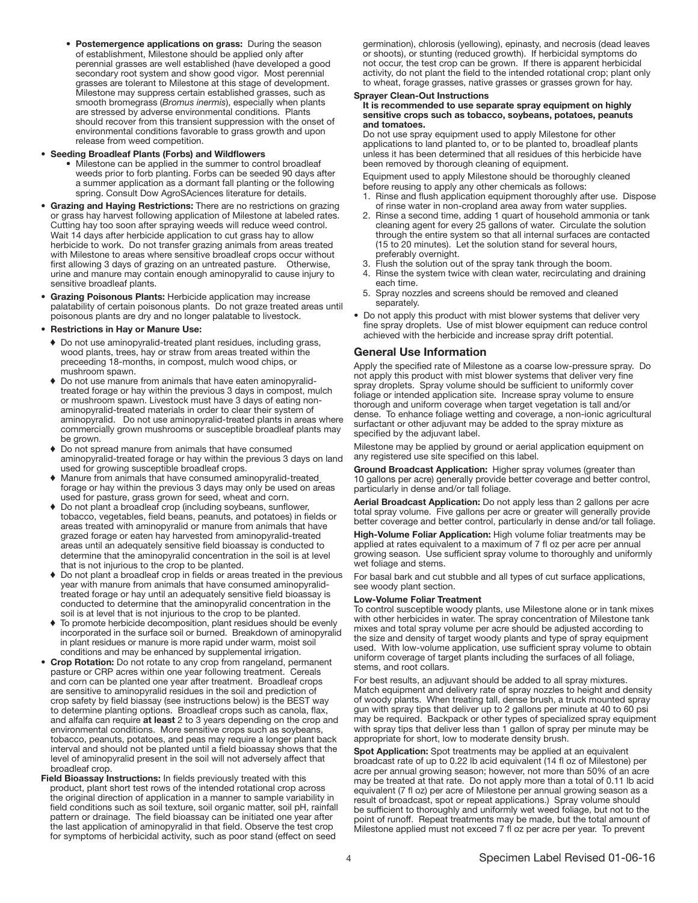- **Postemergence applications on grass:** During the season of establishment, Milestone should be applied only after perennial grasses are well established (have developed a good secondary root system and show good vigor. Most perennial grasses are tolerant to Milestone at this stage of development. Milestone may suppress certain established grasses, such as smooth bromegrass (*Bromus inermis*), especially when plants are stressed by adverse environmental conditions. Plants should recover from this transient suppression with the onset of environmental conditions favorable to grass growth and upon release from weed competition.

- **Seeding Broadleaf Plants (Forbs) and Wildflowers**
  - Milestone can be applied in the summer to control broadleaf weeds prior to forb planting. Forbs can be seeded 90 days after a summer application as a dormant fall planting or the following spring. Consult Dow AgroSAciences literature for details.
- **Grazing and Haying Restrictions:** There are no restrictions on grazing or grass hay harvest following application of Milestone at labeled rates. Cutting hay too soon after spraying weeds will reduce weed control. Wait 14 days after herbicide application to cut grass hay to allow herbicide to work. Do not transfer grazing animals from areas treated with Milestone to areas where sensitive broadleaf crops occur without first allowing 3 days of grazing on an untreated pasture. Otherwise, urine and manure may contain enough aminopyralid to cause injury to sensitive broadleaf plants.
- **Grazing Poisonous Plants:** Herbicide application may increase palatability of certain poisonous plants. Do not graze treated areas until poisonous plants are dry and no longer palatable to livestock.
- **Restrictions in Hay or Manure Use:**
  - ♦ Do not use aminopyralid-treated plant residues, including grass, wood plants, trees, hay or straw from areas treated within the preceeding 18-months, in compost, mulch wood chips, or mushroom spawn.
  - ♦ Do not use manure from animals that have eaten aminopyralid-treated forage or hay within the previous 3 days in compost, mulch or mushroom spawn. Livestock must have 3 days of eating non-aminopyralid-treated materials in order to clear their system of aminopyralid. Do not use aminopyralid-treated plants in areas where commercially grown mushrooms or susceptible broadleaf plants may be grown.
  - ♦ Do not spread manure from animals that have consumed aminopyralid-treated forage or hay within the previous 3 days on land used for growing susceptible broadleaf crops.
  - ♦ Manure from animals that have consumed aminopyralid-treated forage or hay within the previous 3 days may only be used on areas used for pasture, grass grown for seed, wheat and corn.
  - ♦ Do not plant a broadleaf crop (including soybeans, sunflower, tobacco, vegetables, field beans, peanuts, and potatoes) in fields or areas treated with aminopyralid or manure from animals that have grazed forage or eaten hay harvested from aminopyralid-treated areas until an adequately sensitive field bioassay is conducted to determine that the aminopyralid concentration in the soil is at level that is not injurious to the crop to be planted.
  - ♦ Do not plant a broadleaf crop in fields or areas treated in the previous year with manure from animals that have consumed aminopyralid-treated forage or hay until an adequately sensitive field bioassay is conducted to determine that the aminopyralid concentration in the soil is at level that is not injurious to the crop to be planted.
  - ♦ To promote herbicide decomposition, plant residues should be evenly incorporated in the surface soil or burned. Breakdown of aminopyralid in plant residues or manure is more rapid under warm, moist soil conditions and may be enhanced by supplemental irrigation.
- **Crop Rotation:** Do not rotate to any crop from rangeland, permanent pasture or CRP acres within one year following treatment. Cereals and corn can be planted one year after treatment. Broadleaf crops are sensitive to aminopyralid residues in the soil and prediction of crop safety by field biassay (see instructions below) is the BEST way to determine planting options. Broadleaf crops such as canola, flax, and alfalfa can require **at least** 2 to 3 years depending on the crop and environmental conditions. More sensitive crops such as soybeans, tobacco, peanuts, potatoes, and peas may require a longer plant back interval and should not be planted until a field bioassay shows that the level of aminopyralid present in the soil will not adversely affect that broadleaf crop.

**Field Bioassay Instructions:** In fields previously treated with this product, plant short test rows of the intended rotational crop across the original direction of application in a manner to sample variability in field conditions such as soil texture, soil organic matter, soil pH, rainfall pattern or drainage. The field bioassay can be initiated one year after the last application of aminopyralid in that field. Observe the test crop for symptoms of herbicidal activity, such as poor stand (effect on seed germination), chlorosis (yellowing), epinasty, and necrosis (dead leaves or shoots), or stunting (reduced growth). If herbicidal symptoms do not occur, the test crop can be grown. If there is apparent herbicidal activity, do not plant the field to the intended rotational crop; plant only to wheat, forage grasses, native grasses or grasses grown for hay.

**Sprayer Clean-Out Instructions**

**It is recommended to use separate spray equipment on highly sensitive crops such as tobacco, soybeans, potatoes, peanuts and tomatoes.**

Do not use spray equipment used to apply Milestone for other applications to land planted to, or to be planted to, broadleaf plants unless it has been determined that all residues of this herbicide have been removed by thorough cleaning of equipment.

Equipment used to apply Milestone should be thoroughly cleaned before reusing to apply any other chemicals as follows:

1. Rinse and flush application equipment thoroughly after use. Dispose of rinse water in non-cropland area away from water supplies.
2. Rinse a second time, adding 1 quart of household ammonia or tank cleaning agent for every 25 gallons of water. Circulate the solution through the entire system so that all internal surfaces are contacted (15 to 20 minutes). Let the solution stand for several hours, preferably overnight.
3. Flush the solution out of the spray tank through the boom.
4. Rinse the system twice with clean water, recirculating and draining each time.
5. Spray nozzles and screens should be removed and cleaned separately.

- Do not apply this product with mist blower systems that deliver very fine spray droplets. Use of mist blower equipment can reduce control achieved with the herbicide and increase spray drift potential.

## General Use Information

Apply the specified rate of Milestone as a coarse low-pressure spray. Do not apply this product with mist blower systems that deliver very fine spray droplets. Spray volume should be sufficient to uniformly cover foliage or intended application site. Increase spray volume to ensure thorough and uniform coverage when target vegetation is tall and/or dense. To enhance foliage wetting and coverage, a non-ionic agricultural surfactant or other adjuvant may be added to the spray mixture as specified by the adjuvant label.

Milestone may be applied by ground or aerial application equipment on any registered use site specified on this label.

**Ground Broadcast Application:** Higher spray volumes (greater than 10 gallons per acre) generally provide better coverage and better control, particularly in dense and/or tall foliage.

**Aerial Broadcast Application:** Do not apply less than 2 gallons per acre total spray volume. Five gallons per acre or greater will generally provide better coverage and better control, particularly in dense and/or tall foliage.

**High-Volume Foliar Application:** High volume foliar treatments may be applied at rates equivalent to a maximum of 7 fl oz per acre per annual growing season. Use sufficient spray volume to thoroughly and uniformly wet foliage and stems.

For basal bark and cut stubble and all types of cut surface applications, see woody plant section.

**Low-Volume Foliar Treatment**

To control susceptible woody plants, use Milestone alone or in tank mixes with other herbicides in water. The spray concentration of Milestone tank mixes and total spray volume per acre should be adjusted according to the size and density of target woody plants and type of spray equipment used. With low-volume application, use sufficient spray volume to obtain uniform coverage of target plants including the surfaces of all foliage, stems, and root collars.

For best results, an adjuvant should be added to all spray mixtures. Match equipment and delivery rate of spray nozzles to height and density of woody plants. When treating tall, dense brush, a truck mounted spray gun with spray tips that deliver up to 2 gallons per minute at 40 to 60 psi may be required. Backpack or other types of specialized spray equipment with spray tips that deliver less than 1 gallon of spray per minute may be appropriate for short, low to moderate density brush.

**Spot Application:** Spot treatments may be applied at an equivalent broadcast rate of up to 0.22 lb acid equivalent (14 fl oz of Milestone) per acre per annual growing season; however, not more than 50% of an acre may be treated at that rate. Do not apply more than a total of 0.11 lb acid equivalent (7 fl oz) per acre of Milestone per annual growing season as a result of broadcast, spot or repeat applications.) Spray volume should be sufficient to thoroughly and uniformly wet weed foliage, but not to the point of runoff. Repeat treatments may be made, but the total amount of Milestone applied must not exceed 7 fl oz per acre per year. To prevent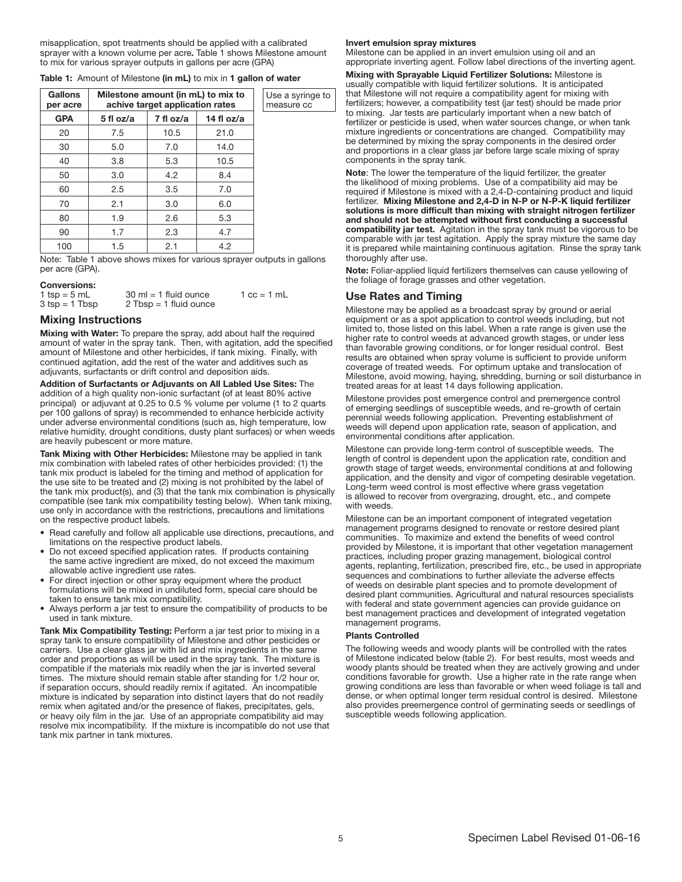misapplication, spot treatments should be applied with a calibrated sprayer with a known volume per acre**.** Table 1 shows Milestone amount to mix for various sprayer outputs in gallons per acre (GPA)

**Table 1:** Amount of Milestone **(in mL)** to mix in **1 gallon of water**

| Gallons per acre | Milestone amount (in mL) to mix to achive target application rates | | |
|---|---|---|---|
| **GPA** | **5 fl oz/a** | **7 fl oz/a** | **14 fl oz/a** |
| 20 | 7.5 | 10.5 | 21.0 |
| 30 | 5.0 | 7.0 | 14.0 |
| 40 | 3.8 | 5.3 | 10.5 |
| 50 | 3.0 | 4.2 | 8.4 |
| 60 | 2.5 | 3.5 | 7.0 |
| 70 | 2.1 | 3.0 | 6.0 |
| 80 | 1.9 | 2.6 | 5.3 |
| 90 | 1.7 | 2.3 | 4.7 |
| 100 | 1.5 | 2.1 | 4.2 |

Use a syringe to measure cc

Note: Table 1 above shows mixes for various sprayer outputs in gallons per acre (GPA).

**Conversions:**
1 tsp = 5 mL    30 ml = 1 fluid ounce    1 cc = 1 mL
3 tsp = 1 Tbsp    2 Tbsp = 1 fluid ounce

## Mixing Instructions

**Mixing with Water:** To prepare the spray, add about half the required amount of water in the spray tank. Then, with agitation, add the specified amount of Milestone and other herbicides, if tank mixing. Finally, with continued agitation, add the rest of the water and additives such as adjuvants, surfactants or drift control and deposition aids.

**Addition of Surfactants or Adjuvants on All Labled Use Sites:** The addition of a high quality non-ionic surfactant (of at least 80% active principal) or adjuvant at 0.25 to 0.5 % volume per volume (1 to 2 quarts per 100 gallons of spray) is recommended to enhance herbicide activity under adverse environmental conditions (such as, high temperature, low relative humidity, drought conditions, dusty plant surfaces) or when weeds are heavily pubescent or more mature.

**Tank Mixing with Other Herbicides:** Milestone may be applied in tank mix combination with labeled rates of other herbicides provided: (1) the tank mix product is labeled for the timing and method of application for the use site to be treated and (2) mixing is not prohibited by the label of the tank mix product(s), and (3) that the tank mix combination is physically compatible (see tank mix compatibility testing below). When tank mixing, use only in accordance with the restrictions, precautions and limitations on the respective product labels.

- Read carefully and follow all applicable use directions, precautions, and limitations on the respective product labels.
- Do not exceed specified application rates. If products containing the same active ingredient are mixed, do not exceed the maximum allowable active ingredient use rates.
- For direct injection or other spray equipment where the product formulations will be mixed in undiluted form, special care should be taken to ensure tank mix compatibility.
- Always perform a jar test to ensure the compatibility of products to be used in tank mixture.

**Tank Mix Compatibility Testing:** Perform a jar test prior to mixing in a spray tank to ensure compatibility of Milestone and other pesticides or carriers. Use a clear glass jar with lid and mix ingredients in the same order and proportions as will be used in the spray tank. The mixture is compatible if the materials mix readily when the jar is inverted several times. The mixture should remain stable after standing for 1/2 hour or, if separation occurs, should readily remix if agitated. An incompatible mixture is indicated by separation into distinct layers that do not readily remix when agitated and/or the presence of flakes, precipitates, gels, or heavy oily film in the jar. Use of an appropriate compatibility aid may resolve mix incompatibility. If the mixture is incompatible do not use that tank mix partner in tank mixtures.

**Invert emulsion spray mixtures**

Milestone can be applied in an invert emulsion using oil and an appropriate inverting agent. Follow label directions of the inverting agent.

**Mixing with Sprayable Liquid Fertilizer Solutions:** Milestone is usually compatible with liquid fertilizer solutions. It is anticipated that Milestone will not require a compatibility agent for mixing with fertilizers; however, a compatibility test (jar test) should be made prior to mixing. Jar tests are particularly important when a new batch of fertilizer or pesticide is used, when water sources change, or when tank mixture ingredients or concentrations are changed. Compatibility may be determined by mixing the spray components in the desired order and proportions in a clear glass jar before large scale mixing of spray components in the spray tank.

**Note**: The lower the temperature of the liquid fertilizer, the greater the likelihood of mixing problems. Use of a compatibility aid may be required if Milestone is mixed with a 2,4-D-containing product and liquid fertilizer. **Mixing Milestone and 2,4-D in N-P or N-P-K liquid fertilizer solutions is more difficult than mixing with straight nitrogen fertilizer and should not be attempted without first conducting a successful compatibility jar test.** Agitation in the spray tank must be vigorous to be comparable with jar test agitation. Apply the spray mixture the same day it is prepared while maintaining continuous agitation. Rinse the spray tank thoroughly after use.

**Note:** Foliar-applied liquid fertilizers themselves can cause yellowing of the foliage of forage grasses and other vegetation.

## Use Rates and Timing

Milestone may be applied as a broadcast spray by ground or aerial equipment or as a spot application to control weeds including, but not limited to, those listed on this label. When a rate range is given use the higher rate to control weeds at advanced growth stages, or under less than favorable growing conditions, or for longer residual control. Best results are obtained when spray volume is sufficient to provide uniform coverage of treated weeds. For optimum uptake and translocation of Milestone, avoid mowing, haying, shredding, burning or soil disturbance in treated areas for at least 14 days following application.

Milestone provides post emergence control and premergence control of emerging seedlings of susceptible weeds, and re-growth of certain perennial weeds following application. Preventing establishment of weeds will depend upon application rate, season of application, and environmental conditions after application.

Milestone can provide long-term control of susceptible weeds. The length of control is dependent upon the application rate, condition and growth stage of target weeds, environmental conditions at and following application, and the density and vigor of competing desirable vegetation. Long-term weed control is most effective where grass vegetation is allowed to recover from overgrazing, drought, etc., and compete with weeds.

Milestone can be an important component of integrated vegetation management programs designed to renovate or restore desired plant communities. To maximize and extend the benefits of weed control provided by Milestone, it is important that other vegetation management practices, including proper grazing management, biological control agents, replanting, fertilization, prescribed fire, etc., be used in appropriate sequences and combinations to further alleviate the adverse effects of weeds on desirable plant species and to promote development of desired plant communities. Agricultural and natural resources specialists with federal and state government agencies can provide guidance on best management practices and development of integrated vegetation management programs.

**Plants Controlled**

The following weeds and woody plants will be controlled with the rates of Milestone indicated below (table 2). For best results, most weeds and woody plants should be treated when they are actively growing and under conditions favorable for growth. Use a higher rate in the rate range when growing conditions are less than favorable or when weed foliage is tall and dense, or when optimal longer term residual control is desired. Milestone also provides preemergence control of germinating seeds or seedlings of susceptible weeds following application.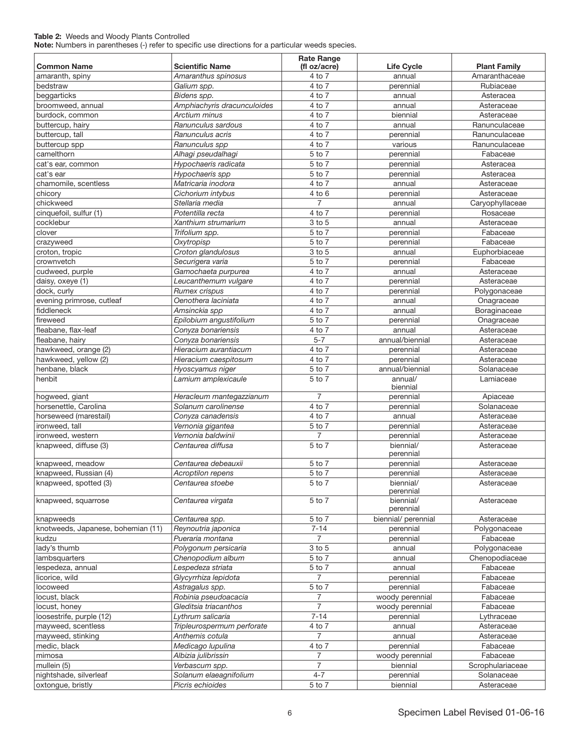**Table 2:** Weeds and Woody Plants Controlled
**Note:** Numbers in parentheses (-) refer to specific use directions for a particular weeds species.

| Common Name | Scientific Name | Rate Range (fl oz/acre) | Life Cycle | Plant Family |
|---|---|---|---|---|
| amaranth, spiny | *Amaranthus spinosus* | 4 to 7 | annual | Amaranthaceae |
| bedstraw | *Galium spp.* | 4 to 7 | perennial | Rubiaceae |
| beggarticks | *Bidens spp.* | 4 to 7 | annual | Asteracea |
| broomweed, annual | *Amphiachyris dracunculoides* | 4 to 7 | annual | Asteraceae |
| burdock, common | *Arctium minus* | 4 to 7 | biennial | Asteraceae |
| buttercup, hairy | *Ranunculus sardous* | 4 to 7 | annual | Ranunculaceae |
| buttercup, tall | *Ranunculus acris* | 4 to 7 | perennial | Ranunculaceae |
| buttercup spp | *Ranunculus spp* | 4 to 7 | various | Ranunculaceae |
| camelthorn | *Alhagi pseudalhagi* | 5 to 7 | perennial | Fabaceae |
| cat's ear, common | *Hypochaeris radicata* | 5 to 7 | perennial | Asteracea |
| cat's ear | *Hypochaeris spp* | 5 to 7 | perennial | Asteracea |
| chamomile, scentless | *Matricaria inodora* | 4 to 7 | annual | Asteraceae |
| chicory | *Cichorium intybus* | 4 to 6 | perennial | Asteraceae |
| chickweed | *Stellaria media* | 7 | annual | Caryophyllaceae |
| cinquefoil, sulfur (1) | *Potentilla recta* | 4 to 7 | perennial | Rosaceae |
| cocklebur | *Xanthium strumarium* | 3 to 5 | annual | Asteraceae |
| clover | *Trifolium spp.* | 5 to 7 | perennial | Fabaceae |
| crazyweed | *Oxytropisp* | 5 to 7 | perennial | Fabaceae |
| croton, tropic | *Croton glandulosus* | 3 to 5 | annual | Euphorbiaceae |
| crownvetch | *Securigera varia* | 5 to 7 | perennial | Fabaceae |
| cudweed, purple | *Gamochaeta purpurea* | 4 to 7 | annual | Asteraceae |
| daisy, oxeye (1) | *Leucanthemum vulgare* | 4 to 7 | perennial | Asteraceae |
| dock, curly | *Rumex crispus* | 4 to 7 | perennial | Polygonaceae |
| evening primrose, cutleaf | *Oenothera laciniata* | 4 to 7 | annual | Onagraceae |
| fiddleneck | *Amsinckia spp* | 4 to 7 | annual | Boraginaceae |
| fireweed | *Epilobium angustifolium* | 5 to 7 | perennial | Onagraceae |
| fleabane, flax-leaf | *Conyza bonariensis* | 4 to 7 | annual | Asteraceae |
| fleabane, hairy | *Conyza bonariensis* | 5-7 | annual/biennial | Asteraceae |
| hawkweed, orange (2) | *Hieracium aurantiacum* | 4 to 7 | perennial | Asteraceae |
| hawkweed, yellow (2) | *Hieracium caespitosum* | 4 to 7 | perennial | Asteraceae |
| henbane, black | *Hyoscyamus niger* | 5 to 7 | annual/biennial | Solanaceae |
| henbit | *Lamium amplexicaule* | 5 to 7 | annual/ biennial | Lamiaceae |
| hogweed, giant | *Heracleum mantegazzianum* | 7 | perennial | Apiaceae |
| horsenettle, Carolina | *Solanum carolinense* | 4 to 7 | perennial | Solanaceae |
| horseweed (marestail) | *Conyza canadensis* | 4 to 7 | annual | Asteraceae |
| ironweed, tall | *Vernonia gigantea* | 5 to 7 | perennial | Asteraceae |
| ironweed, western | *Vernonia baldwinii* | 7 | perennial | Asteraceae |
| knapweed, diffuse (3) | *Centaurea diffusa* | 5 to 7 | biennial/ perennial | Asteraceae |
| knapweed, meadow | *Centaurea debeauxii* | 5 to 7 | perennial | Asteraceae |
| knapweed, Russian (4) | *Acroptilon repens* | 5 to 7 | perennial | Asteraceae |
| knapweed, spotted (3) | *Centaurea stoebe* | 5 to 7 | biennial/ perennial | Asteraceae |
| knapweed, squarrose | *Centaurea virgata* | 5 to 7 | biennial/ perennial | Asteraceae |
| knapweeds | *Centaurea spp.* | 5 to 7 | biennial/ perennial | Asteraceae |
| knotweeds, Japanese, bohemian (11) | *Reynoutria japonica* | 7-14 | perennial | Polygonaceae |
| kudzu | *Pueraria montana* | 7 | perennial | Fabaceae |
| lady's thumb | *Polygonum persicaria* | 3 to 5 | annual | Polygonaceae |
| lambsquarters | *Chenopodium album* | 5 to 7 | annual | Chenopodiaceae |
| lespedeza, annual | *Lespedeza striata* | 5 to 7 | annual | Fabaceae |
| licorice, wild | *Glycyrrhiza lepidota* | 7 | perennial | Fabaceae |
| locoweed | *Astragalus spp.* | 5 to 7 | perennial | Fabaceae |
| locust, black | *Robinia pseudoacacia* | 7 | woody perennial | Fabaceae |
| locust, honey | *Gleditsia triacanthos* | 7 | woody perennial | Fabaceae |
| loosestrife, purple (12) | *Lythrum salicaria* | 7-14 | perennial | Lythraceae |
| mayweed, scentless | *Tripleurospermum perforate* | 4 to 7 | annual | Asteraceae |
| mayweed, stinking | *Anthemis cotula* | 7 | annual | Asteraceae |
| medic, black | *Medicago lupulina* | 4 to 7 | perennial | Fabaceae |
| mimosa | *Albizia julibrissin* | 7 | woody perennial | Fabaceae |
| mullein (5) | *Verbascum spp.* | 7 | biennial | Scrophulariaceae |
| nightshade, silverleaf | *Solanum elaeagnifolium* | 4-7 | perennial | Solanaceae |
| oxtongue, bristly | *Picris echioides* | 5 to 7 | biennial | Asteraceae |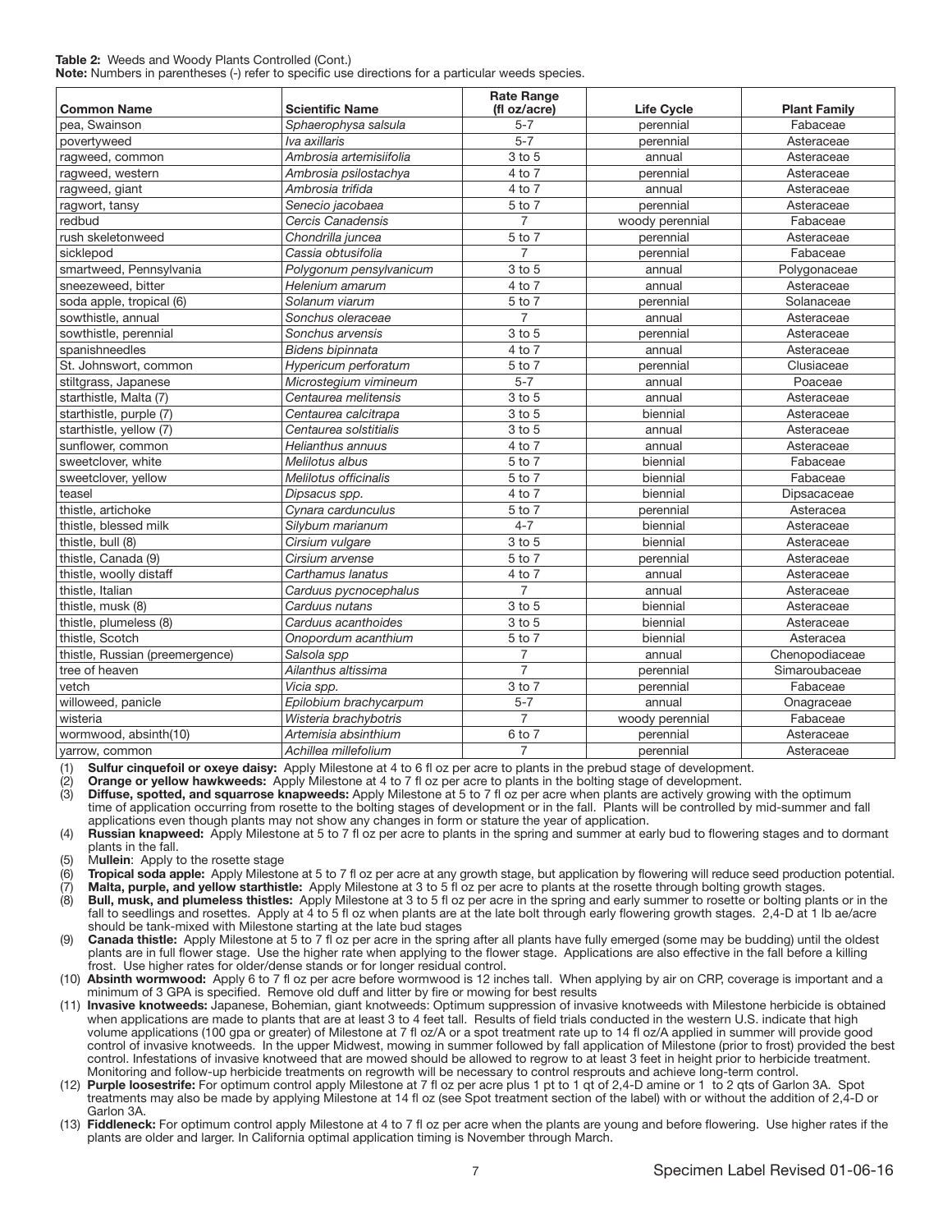**Table 2:** Weeds and Woody Plants Controlled (Cont.)

**Note:** Numbers in parentheses (-) refer to specific use directions for a particular weeds species.

| Common Name | Scientific Name | Rate Range (fl oz/acre) | Life Cycle | Plant Family |
|---|---|---|---|---|
| pea, Swainson | *Sphaerophysa salsula* | 5-7 | perennial | Fabaceae |
| povertyweed | *Iva axillaris* | 5-7 | perennial | Asteraceae |
| ragweed, common | *Ambrosia artemisiifolia* | 3 to 5 | annual | Asteraceae |
| ragweed, western | *Ambrosia psilostachya* | 4 to 7 | perennial | Asteraceae |
| ragweed, giant | *Ambrosia trifida* | 4 to 7 | annual | Asteraceae |
| ragwort, tansy | *Senecio jacobaea* | 5 to 7 | perennial | Asteraceae |
| redbud | *Cercis Canadensis* | 7 | woody perennial | Fabaceae |
| rush skeletonweed | *Chondrilla juncea* | 5 to 7 | perennial | Asteraceae |
| sicklepod | *Cassia obtusifolia* | 7 | perennial | Fabaceae |
| smartweed, Pennsylvania | *Polygonum pensylvanicum* | 3 to 5 | annual | Polygonaceae |
| sneezeweed, bitter | *Helenium amarum* | 4 to 7 | annual | Asteraceae |
| soda apple, tropical (6) | *Solanum viarum* | 5 to 7 | perennial | Solanaceae |
| sowthistle, annual | *Sonchus oleraceae* | 7 | annual | Asteraceae |
| sowthistle, perennial | *Sonchus arvensis* | 3 to 5 | perennial | Asteraceae |
| spanishneedles | *Bidens bipinnata* | 4 to 7 | annual | Asteraceae |
| St. Johnswort, common | *Hypericum perforatum* | 5 to 7 | perennial | Clusiaceae |
| stiltgrass, Japanese | *Microstegium vimineum* | 5-7 | annual | Poaceae |
| starthistle, Malta (7) | *Centaurea melitensis* | 3 to 5 | annual | Asteraceae |
| starthistle, purple (7) | *Centaurea calcitrapa* | 3 to 5 | biennial | Asteraceae |
| starthistle, yellow (7) | *Centaurea solstitialis* | 3 to 5 | annual | Asteraceae |
| sunflower, common | *Helianthus annuus* | 4 to 7 | annual | Asteraceae |
| sweetclover, white | *Melilotus albus* | 5 to 7 | biennial | Fabaceae |
| sweetclover, yellow | *Melilotus officinalis* | 5 to 7 | biennial | Fabaceae |
| teasel | *Dipsacus spp.* | 4 to 7 | biennial | Dipsacaceae |
| thistle, artichoke | *Cynara cardunculus* | 5 to 7 | perennial | Asteracea |
| thistle, blessed milk | *Silybum marianum* | 4-7 | biennial | Asteraceae |
| thistle, bull (8) | *Cirsium vulgare* | 3 to 5 | biennial | Asteraceae |
| thistle, Canada (9) | *Cirsium arvense* | 5 to 7 | perennial | Asteraceae |
| thistle, woolly distaff | *Carthamus lanatus* | 4 to 7 | annual | Asteraceae |
| thistle, Italian | *Carduus pycnocephalus* | 7 | annual | Asteraceae |
| thistle, musk (8) | *Carduus nutans* | 3 to 5 | biennial | Asteraceae |
| thistle, plumeless (8) | *Carduus acanthoides* | 3 to 5 | biennial | Asteraceae |
| thistle, Scotch | *Onopordum acanthium* | 5 to 7 | biennial | Asteracea |
| thistle, Russian (preemergence) | *Salsola spp* | 7 | annual | Chenopodiaceae |
| tree of heaven | *Ailanthus altissima* | 7 | perennial | Simaroubaceae |
| vetch | *Vicia spp.* | 3 to 7 | perennial | Fabaceae |
| willoweed, panicle | *Epilobium brachycarpum* | 5-7 | annual | Onagraceae |
| wisteria | *Wisteria brachybotris* | 7 | woody perennial | Fabaceae |
| wormwood, absinth(10) | *Artemisia absinthium* | 6 to 7 | perennial | Asteraceae |
| yarrow, common | *Achillea millefolium* | 7 | perennial | Asteraceae |

(1) **Sulfur cinquefoil or oxeye daisy:** Apply Milestone at 4 to 6 fl oz per acre to plants in the prebud stage of development.

(2) **Orange or yellow hawkweeds:** Apply Milestone at 4 to 7 fl oz per acre to plants in the bolting stage of development.

(3) **Diffuse, spotted, and squarrose knapweeds:** Apply Milestone at 5 to 7 fl oz per acre when plants are actively growing with the optimum time of application occurring from rosette to the bolting stages of development or in the fall. Plants will be controlled by mid-summer and fall applications even though plants may not show any changes in form or stature the year of application.

(4) **Russian knapweed:** Apply Milestone at 5 to 7 fl oz per acre to plants in the spring and summer at early bud to flowering stages and to dormant plants in the fall.

(5) M**ullein**: Apply to the rosette stage

(6) **Tropical soda apple:** Apply Milestone at 5 to 7 fl oz per acre at any growth stage, but application by flowering will reduce seed production potential.

(7) **Malta, purple, and yellow starthistle:** Apply Milestone at 3 to 5 fl oz per acre to plants at the rosette through bolting growth stages.

(8) **Bull, musk, and plumeless thistles:** Apply Milestone at 3 to 5 fl oz per acre in the spring and early summer to rosette or bolting plants or in the fall to seedlings and rosettes. Apply at 4 to 5 fl oz when plants are at the late bolt through early flowering growth stages. 2,4-D at 1 lb ae/acre should be tank-mixed with Milestone starting at the late bud stages

(9) **Canada thistle:** Apply Milestone at 5 to 7 fl oz per acre in the spring after all plants have fully emerged (some may be budding) until the oldest plants are in full flower stage. Use the higher rate when applying to the flower stage. Applications are also effective in the fall before a killing frost. Use higher rates for older/dense stands or for longer residual control.

(10) **Absinth wormwood:** Apply 6 to 7 fl oz per acre before wormwood is 12 inches tall. When applying by air on CRP, coverage is important and a minimum of 3 GPA is specified. Remove old duff and litter by fire or mowing for best results

(11) **Invasive knotweeds:** Japanese, Bohemian, giant knotweeds: Optimum suppression of invasive knotweeds with Milestone herbicide is obtained when applications are made to plants that are at least 3 to 4 feet tall. Results of field trials conducted in the western U.S. indicate that high volume applications (100 gpa or greater) of Milestone at 7 fl oz/A or a spot treatment rate up to 14 fl oz/A applied in summer will provide good control of invasive knotweeds. In the upper Midwest, mowing in summer followed by fall application of Milestone (prior to frost) provided the best control. Infestations of invasive knotweed that are mowed should be allowed to regrow to at least 3 feet in height prior to herbicide treatment. Monitoring and follow-up herbicide treatments on regrowth will be necessary to control resprouts and achieve long-term control.

(12) **Purple loosestrife:** For optimum control apply Milestone at 7 fl oz per acre plus 1 pt to 1 qt of 2,4-D amine or 1 to 2 qts of Garlon 3A. Spot treatments may also be made by applying Milestone at 14 fl oz (see Spot treatment section of the label) with or without the addition of 2,4-D or Garlon 3A.

(13) **Fiddleneck:** For optimum control apply Milestone at 4 to 7 fl oz per acre when the plants are young and before flowering. Use higher rates if the plants are older and larger. In California optimal application timing is November through March.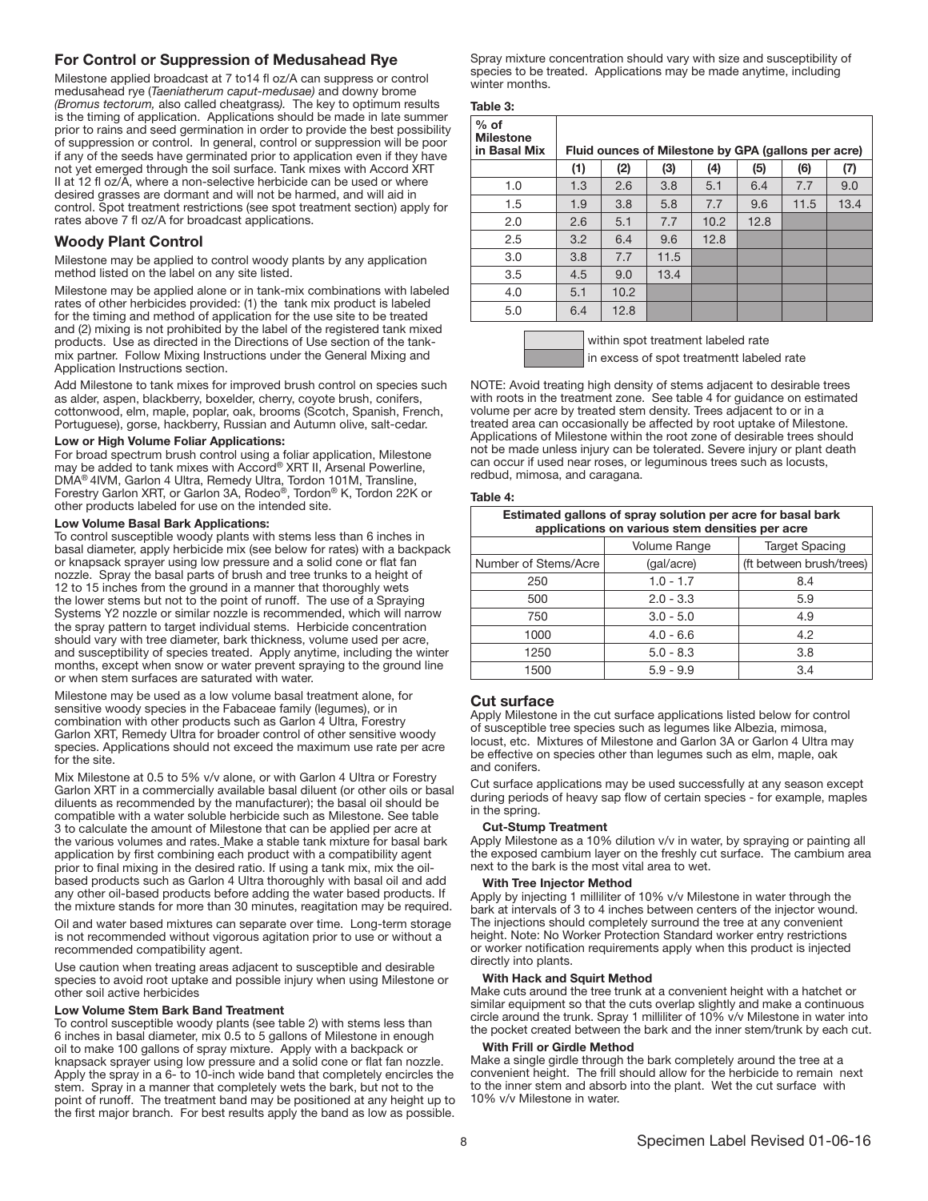## For Control or Suppression of Medusahead Rye

Milestone applied broadcast at 7 to14 fl oz/A can suppress or control medusahead rye (*Taeniatherum caput-medusae)* and downy brome *(Bromus tectorum,* also called cheatgrass*)*. The key to optimum results is the timing of application. Applications should be made in late summer prior to rains and seed germination in order to provide the best possibility of suppression or control. In general, control or suppression will be poor if any of the seeds have germinated prior to application even if they have not yet emerged through the soil surface. Tank mixes with Accord XRT II at 12 fl oz/A, where a non-selective herbicide can be used or where desired grasses are dormant and will not be harmed, and will aid in control. Spot treatment restrictions (see spot treatment section) apply for rates above 7 fl oz/A for broadcast applications.

## Woody Plant Control

Milestone may be applied to control woody plants by any application method listed on the label on any site listed.

Milestone may be applied alone or in tank-mix combinations with labeled rates of other herbicides provided: (1) the tank mix product is labeled for the timing and method of application for the use site to be treated and (2) mixing is not prohibited by the label of the registered tank mixed products. Use as directed in the Directions of Use section of the tank-mix partner. Follow Mixing Instructions under the General Mixing and Application Instructions section.

Add Milestone to tank mixes for improved brush control on species such as alder, aspen, blackberry, boxelder, cherry, coyote brush, conifers, cottonwood, elm, maple, poplar, oak, brooms (Scotch, Spanish, French, Portuguese), gorse, hackberry, Russian and Autumn olive, salt-cedar.

**Low or High Volume Foliar Applications:**

For broad spectrum brush control using a foliar application, Milestone may be added to tank mixes with Accord® XRT II, Arsenal Powerline, DMA® 4IVM, Garlon 4 Ultra, Remedy Ultra, Tordon 101M, Transline, Forestry Garlon XRT, or Garlon 3A, Rodeo®, Tordon® K, Tordon 22K or other products labeled for use on the intended site.

**Low Volume Basal Bark Applications:**

To control susceptible woody plants with stems less than 6 inches in basal diameter, apply herbicide mix (see below for rates) with a backpack or knapsack sprayer using low pressure and a solid cone or flat fan nozzle. Spray the basal parts of brush and tree trunks to a height of 12 to 15 inches from the ground in a manner that thoroughly wets the lower stems but not to the point of runoff. The use of a Spraying Systems Y2 nozzle or similar nozzle is recommended, which will narrow the spray pattern to target individual stems. Herbicide concentration should vary with tree diameter, bark thickness, volume used per acre, and susceptibility of species treated. Apply anytime, including the winter months, except when snow or water prevent spraying to the ground line or when stem surfaces are saturated with water.

Milestone may be used as a low volume basal treatment alone, for sensitive woody species in the Fabaceae family (legumes), or in combination with other products such as Garlon 4 Ultra, Forestry Garlon XRT, Remedy Ultra for broader control of other sensitive woody species. Applications should not exceed the maximum use rate per acre for the site.

Mix Milestone at 0.5 to 5% v/v alone, or with Garlon 4 Ultra or Forestry Garlon XRT in a commercially available basal diluent (or other oils or basal diluents as recommended by the manufacturer); the basal oil should be compatible with a water soluble herbicide such as Milestone. See table 3 to calculate the amount of Milestone that can be applied per acre at the various volumes and rates. Make a stable tank mixture for basal bark application by first combining each product with a compatibility agent prior to final mixing in the desired ratio. If using a tank mix, mix the oil-based products such as Garlon 4 Ultra thoroughly with basal oil and add any other oil-based products before adding the water based products. If the mixture stands for more than 30 minutes, reagitation may be required.

Oil and water based mixtures can separate over time. Long-term storage is not recommended without vigorous agitation prior to use or without a recommended compatibility agent.

Use caution when treating areas adjacent to susceptible and desirable species to avoid root uptake and possible injury when using Milestone or other soil active herbicides

**Low Volume Stem Bark Band Treatment**

To control susceptible woody plants (see table 2) with stems less than 6 inches in basal diameter, mix 0.5 to 5 gallons of Milestone in enough oil to make 100 gallons of spray mixture. Apply with a backpack or knapsack sprayer using low pressure and a solid cone or flat fan nozzle. Apply the spray in a 6- to 10-inch wide band that completely encircles the stem. Spray in a manner that completely wets the bark, but not to the point of runoff. The treatment band may be positioned at any height up to the first major branch. For best results apply the band as low as possible.

Spray mixture concentration should vary with size and susceptibility of species to be treated. Applications may be made anytime, including winter months.

**Table 3:**

| % of Milestone in Basal Mix | Fluid ounces of Milestone by GPA (gallons per acre) | | | | | | |
|---|---|---|---|---|---|---|---|
| | (1) | (2) | (3) | (4) | (5) | (6) | (7) |
| 1.0 | 1.3 | 2.6 | 3.8 | 5.1 | 6.4 | 7.7 | 9.0 |
| 1.5 | 1.9 | 3.8 | 5.8 | 7.7 | 9.6 | 11.5 | 13.4 |
| 2.0 | 2.6 | 5.1 | 7.7 | 10.2 | 12.8 | | |
| 2.5 | 3.2 | 6.4 | 9.6 | 12.8 | | | |
| 3.0 | 3.8 | 7.7 | 11.5 | | | | |
| 3.5 | 4.5 | 9.0 | 13.4 | | | | |
| 4.0 | 5.1 | 10.2 | | | | | |
| 5.0 | 6.4 | 12.8 | | | | | |

within spot treatment labeled rate

in excess of spot treatmentt labeled rate

NOTE: Avoid treating high density of stems adjacent to desirable trees with roots in the treatment zone. See table 4 for guidance on estimated volume per acre by treated stem density. Trees adjacent to or in a treated area can occasionally be affected by root uptake of Milestone. Applications of Milestone within the root zone of desirable trees should not be made unless injury can be tolerated. Severe injury or plant death can occur if used near roses, or leguminous trees such as locusts, redbud, mimosa, and caragana.

**Table 4:**

| Estimated gallons of spray solution per acre for basal bark applications on various stem densities per acre | | |
|---|---|---|
| | Volume Range | Target Spacing |
| Number of Stems/Acre | (gal/acre) | (ft between brush/trees) |
| 250 | 1.0 - 1.7 | 8.4 |
| 500 | 2.0 - 3.3 | 5.9 |
| 750 | 3.0 - 5.0 | 4.9 |
| 1000 | 4.0 - 6.6 | 4.2 |
| 1250 | 5.0 - 8.3 | 3.8 |
| 1500 | 5.9 - 9.9 | 3.4 |

## Cut surface

Apply Milestone in the cut surface applications listed below for control of susceptible tree species such as legumes like Albezia, mimosa, locust, etc. Mixtures of Milestone and Garlon 3A or Garlon 4 Ultra may be effective on species other than legumes such as elm, maple, oak and conifers.

Cut surface applications may be used successfully at any season except during periods of heavy sap flow of certain species - for example, maples in the spring.

**Cut-Stump Treatment**

Apply Milestone as a 10% dilution v/v in water, by spraying or painting all the exposed cambium layer on the freshly cut surface. The cambium area next to the bark is the most vital area to wet.

**With Tree Injector Method**

Apply by injecting 1 milliliter of 10% v/v Milestone in water through the bark at intervals of 3 to 4 inches between centers of the injector wound. The injections should completely surround the tree at any convenient height. Note: No Worker Protection Standard worker entry restrictions or worker notification requirements apply when this product is injected directly into plants.

**With Hack and Squirt Method**

Make cuts around the tree trunk at a convenient height with a hatchet or similar equipment so that the cuts overlap slightly and make a continuous circle around the trunk. Spray 1 milliliter of 10% v/v Milestone in water into the pocket created between the bark and the inner stem/trunk by each cut.

**With Frill or Girdle Method**

Make a single girdle through the bark completely around the tree at a convenient height. The frill should allow for the herbicide to remain next to the inner stem and absorb into the plant. Wet the cut surface with 10% v/v Milestone in water.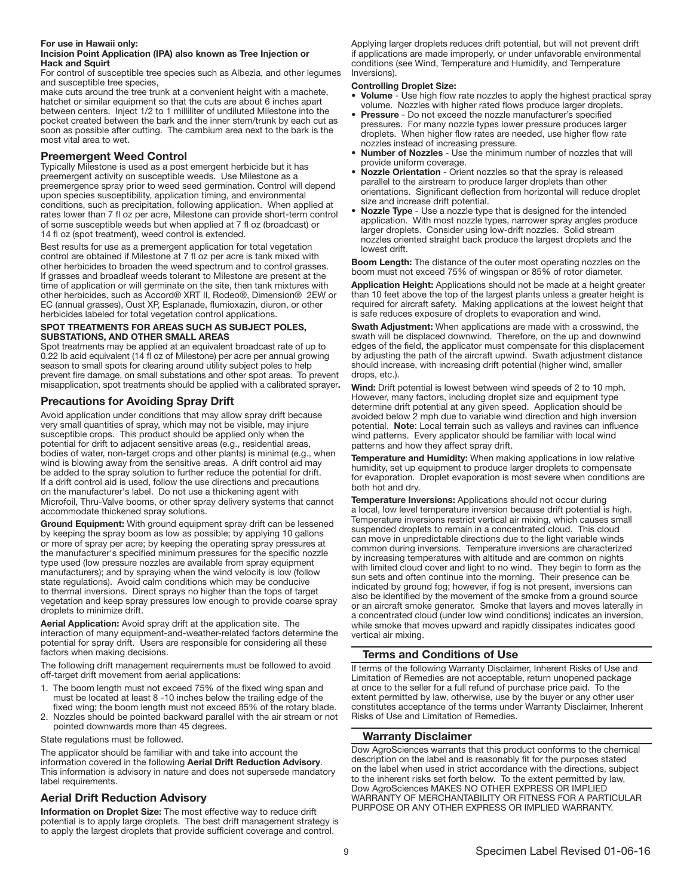**For use in Hawaii only:**
**Incision Point Application (IPA) also known as Tree Injection or Hack and Squirt**

For control of susceptible tree species such as Albezia, and other legumes and susceptible tree species,
make cuts around the tree trunk at a convenient height with a machete, hatchet or similar equipment so that the cuts are about 6 inches apart between centers. Inject 1/2 to 1 milliliter of undiluted Milestone into the pocket created between the bark and the inner stem/trunk by each cut as soon as possible after cutting. The cambium area next to the bark is the most vital area to wet.

## Preemergent Weed Control

Typically Milestone is used as a post emergent herbicide but it has preemergent activity on susceptible weeds. Use Milestone as a preemergence spray prior to weed seed germination. Control will depend upon species susceptibility, application timing, and environmental conditions, such as precipitation, following application. When applied at rates lower than 7 fl oz per acre, Milestone can provide short-term control of some susceptible weeds but when applied at 7 fl oz (broadcast) or 14 fl oz (spot treatment), weed control is extended.

Best results for use as a premergent application for total vegetation control are obtained if Milestone at 7 fl oz per acre is tank mixed with other herbicides to broaden the weed spectrum and to control grasses. If grasses and broadleaf weeds tolerant to Milestone are present at the time of application or will germinate on the site, then tank mixtures with other herbicides, such as Accord® XRT II, Rodeo®, Dimension® 2EW or EC (annual grasses), Oust XP, Esplanade, flumioxazin, diuron, or other herbicides labeled for total vegetation control applications.

**SPOT TREATMENTS FOR AREAS SUCH AS SUBJECT POLES, SUBSTATIONS, AND OTHER SMALL AREAS**

Spot treatments may be applied at an equivalent broadcast rate of up to 0.22 lb acid equivalent (14 fl oz of Milestone) per acre per annual growing season to small spots for clearing around utility subject poles to help prevent fire damage, on small substations and other spot areas. To prevent misapplication, spot treatments should be applied with a calibrated sprayer**.**

## Precautions for Avoiding Spray Drift

Avoid application under conditions that may allow spray drift because very small quantities of spray, which may not be visible, may injure susceptible crops. This product should be applied only when the potential for drift to adjacent sensitive areas (e.g., residential areas, bodies of water, non-target crops and other plants) is minimal (e.g., when wind is blowing away from the sensitive areas. A drift control aid may be added to the spray solution to further reduce the potential for drift. If a drift control aid is used, follow the use directions and precautions on the manufacturer's label. Do not use a thickening agent with Microfoil, Thru-Valve booms, or other spray delivery systems that cannot accommodate thickened spray solutions.

**Ground Equipment:** With ground equipment spray drift can be lessened by keeping the spray boom as low as possible; by applying 10 gallons or more of spray per acre; by keeping the operating spray pressures at the manufacturer's specified minimum pressures for the specific nozzle type used (low pressure nozzles are available from spray equipment manufacturers); and by spraying when the wind velocity is low (follow state regulations). Avoid calm conditions which may be conducive to thermal inversions. Direct sprays no higher than the tops of target vegetation and keep spray pressures low enough to provide coarse spray droplets to minimize drift.

**Aerial Application:** Avoid spray drift at the application site. The interaction of many equipment-and-weather-related factors determine the potential for spray drift. Users are responsible for considering all these factors when making decisions.

The following drift management requirements must be followed to avoid off-target drift movement from aerial applications:

1. The boom length must not exceed 75% of the fixed wing span and must be located at least 8 -10 inches below the trailing edge of the fixed wing; the boom length must not exceed 85% of the rotary blade.
2. Nozzles should be pointed backward parallel with the air stream or not pointed downwards more than 45 degrees.

State regulations must be followed.

The applicator should be familiar with and take into account the information covered in the following **Aerial Drift Reduction Advisory**. This information is advisory in nature and does not supersede mandatory label requirements.

## Aerial Drift Reduction Advisory

**Information on Droplet Size:** The most effective way to reduce drift potential is to apply large droplets. The best drift management strategy is to apply the largest droplets that provide sufficient coverage and control. Applying larger droplets reduces drift potential, but will not prevent drift if applications are made improperly, or under unfavorable environmental conditions (see Wind, Temperature and Humidity, and Temperature Inversions).

**Controlling Droplet Size:**

- **Volume** - Use high flow rate nozzles to apply the highest practical spray volume. Nozzles with higher rated flows produce larger droplets.
- **Pressure** - Do not exceed the nozzle manufacturer's specified pressures. For many nozzle types lower pressure produces larger droplets. When higher flow rates are needed, use higher flow rate nozzles instead of increasing pressure.
- **Number of Nozzles** - Use the minimum number of nozzles that will provide uniform coverage.
- **Nozzle Orientation** - Orient nozzles so that the spray is released parallel to the airstream to produce larger droplets than other orientations. Significant deflection from horizontal will reduce droplet size and increase drift potential.
- **Nozzle Type** - Use a nozzle type that is designed for the intended application. With most nozzle types, narrower spray angles produce larger droplets. Consider using low-drift nozzles. Solid stream nozzles oriented straight back produce the largest droplets and the lowest drift.

**Boom Length:** The distance of the outer most operating nozzles on the boom must not exceed 75% of wingspan or 85% of rotor diameter.

**Application Height:** Applications should not be made at a height greater than 10 feet above the top of the largest plants unless a greater height is required for aircraft safety. Making applications at the lowest height that is safe reduces exposure of droplets to evaporation and wind.

**Swath Adjustment:** When applications are made with a crosswind, the swath will be displaced downwind. Therefore, on the up and downwind edges of the field, the applicator must compensate for this displacement by adjusting the path of the aircraft upwind. Swath adjustment distance should increase, with increasing drift potential (higher wind, smaller drops, etc.).

**Wind:** Drift potential is lowest between wind speeds of 2 to 10 mph. However, many factors, including droplet size and equipment type determine drift potential at any given speed. Application should be avoided below 2 mph due to variable wind direction and high inversion potential. **Note**: Local terrain such as valleys and ravines can influence wind patterns. Every applicator should be familiar with local wind patterns and how they affect spray drift.

**Temperature and Humidity:** When making applications in low relative humidity, set up equipment to produce larger droplets to compensate for evaporation. Droplet evaporation is most severe when conditions are both hot and dry.

**Temperature Inversions:** Applications should not occur during a local, low level temperature inversion because drift potential is high. Temperature inversions restrict vertical air mixing, which causes small suspended droplets to remain in a concentrated cloud. This cloud can move in unpredictable directions due to the light variable winds common during inversions. Temperature inversions are characterized by increasing temperatures with altitude and are common on nights with limited cloud cover and light to no wind. They begin to form as the sun sets and often continue into the morning. Their presence can be indicated by ground fog; however, if fog is not present, inversions can also be identified by the movement of the smoke from a ground source or an aircraft smoke generator. Smoke that layers and moves laterally in a concentrated cloud (under low wind conditions) indicates an inversion, while smoke that moves upward and rapidly dissipates indicates good vertical air mixing.

## Terms and Conditions of Use

If terms of the following Warranty Disclaimer, Inherent Risks of Use and Limitation of Remedies are not acceptable, return unopened package at once to the seller for a full refund of purchase price paid. To the extent permitted by law, otherwise, use by the buyer or any other user constitutes acceptance of the terms under Warranty Disclaimer, Inherent Risks of Use and Limitation of Remedies.

## Warranty Disclaimer

Dow AgroSciences warrants that this product conforms to the chemical description on the label and is reasonably fit for the purposes stated on the label when used in strict accordance with the directions, subject to the inherent risks set forth below. To the extent permitted by law, Dow AgroSciences MAKES NO OTHER EXPRESS OR IMPLIED WARRANTY OF MERCHANTABILITY OR FITNESS FOR A PARTICULAR PURPOSE OR ANY OTHER EXPRESS OR IMPLIED WARRANTY.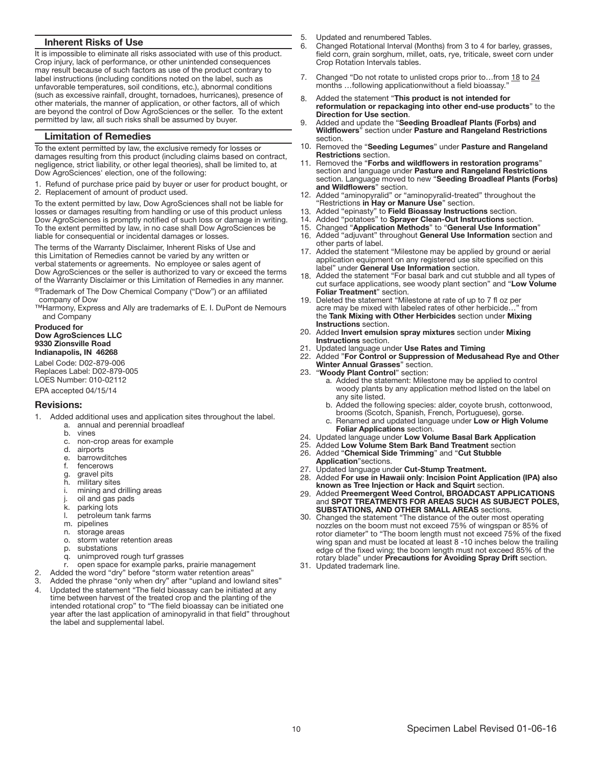## Inherent Risks of Use

It is impossible to eliminate all risks associated with use of this product. Crop injury, lack of performance, or other unintended consequences may result because of such factors as use of the product contrary to label instructions (including conditions noted on the label, such as unfavorable temperatures, soil conditions, etc.), abnormal conditions (such as excessive rainfall, drought, tornadoes, hurricanes), presence of other materials, the manner of application, or other factors, all of which are beyond the control of Dow AgroSciences or the seller. To the extent permitted by law, all such risks shall be assumed by buyer.

## Limitation of Remedies

To the extent permitted by law, the exclusive remedy for losses or damages resulting from this product (including claims based on contract, negligence, strict liability, or other legal theories), shall be limited to, at Dow AgroSciences' election, one of the following:

1. Refund of purchase price paid by buyer or user for product bought, or
2. Replacement of amount of product used.

To the extent permitted by law, Dow AgroSciences shall not be liable for losses or damages resulting from handling or use of this product unless Dow AgroSciences is promptly notified of such loss or damage in writing. To the extent permitted by law, in no case shall Dow AgroSciences be liable for consequential or incidental damages or losses.

The terms of the Warranty Disclaimer, Inherent Risks of Use and this Limitation of Remedies cannot be varied by any written or verbal statements or agreements. No employee or sales agent of Dow AgroSciences or the seller is authorized to vary or exceed the terms of the Warranty Disclaimer or this Limitation of Remedies in any manner.

®Trademark of The Dow Chemical Company ("Dow") or an affiliated company of Dow

™Harmony, Express and Ally are trademarks of E. I. DuPont de Nemours and Company

**Produced for**
**Dow AgroSciences LLC**
**9330 Zionsville Road**
**Indianapolis, IN 46268**

Label Code: D02-879-006
Replaces Label: D02-879-005
LOES Number: 010-02112

EPA accepted 04/15/14

## Revisions:

1. Added additional uses and application sites throughout the label.
   a. annual and perennial broadleaf
   b. vines
   c. non-crop areas for example
   d. airports
   e. barrowditches
   f. fencerows
   g. gravel pits
   h. military sites
   i. mining and drilling areas
   j. oil and gas pads
   k. parking lots
   l. petroleum tank farms
   m. pipelines
   n. storage areas
   o. storm water retention areas
   p. substations
   q. unimproved rough turf grasses
   r. open space for example parks, prairie management
2. Added the word "dry" before "storm water retention areas"
3. Added the phrase "only when dry" after "upland and lowland sites"
4. Updated the statement "The field bioassay can be initiated at any time between harvest of the treated crop and the planting of the intended rotational crop" to "The field bioassay can be initiated one year after the last application of aminopyralid in that field" throughout the label and supplemental label.
5. Updated and renumbered Tables.
6. Changed Rotational Interval (Months) from 3 to 4 for barley, grasses, field corn, grain sorghum, millet, oats, rye, triticale, sweet corn under Crop Rotation Intervals tables.
7. Changed "Do not rotate to unlisted crops prior to…from 18 to 24 months …following applicationwithout a field bioassay."
8. Added the statement "**This product is not intended for reformulation or repackaging into other end-use products**" to the **Direction for Use section**.
9. Added and update the "**Seeding Broadleaf Plants (Forbs) and Wildflowers**" section under **Pasture and Rangeland Restrictions** section.
10. Removed the "**Seeding Legumes**" under **Pasture and Rangeland Restrictions** section.
11. Removed the "**Forbs and wildflowers in restoration programs**" section and language under **Pasture and Rangeland Restrictions** section. Language moved to new "**Seeding Broadleaf Plants (Forbs) and Wildflowers**" section.
12. Added "aminopyralid" or "aminopyralid-treated" throughout the "Restrictions **in Hay or Manure Use**" section.
13. Added "epinasty" to **Field Bioassay Instructions** section.
14. Added "potatoes" to **Sprayer Clean-Out Instructions** section.
15. Changed "**Application Methods**" to "**General Use Information**"
16. Added "adjuvant" throughout **General Use Information** section and other parts of label.
17. Added the statement "Milestone may be applied by ground or aerial application equipment on any registered use site specified on this label" under **General Use Information** section.
18. Added the statement "For basal bark and cut stubble and all types of cut surface applications, see woody plant section" and "**Low Volume Foliar Treatment**" section.
19. Deleted the statement "Milestone at rate of up to 7 fl oz per acre may be mixed with labeled rates of other herbicide…" from the **Tank Mixing with Other Herbicides** section under **Mixing Instructions** section.
20. Added **Invert emulsion spray mixtures** section under **Mixing Instructions** section.
21. Updated language under **Use Rates and Timing**
22. Added "**For Control or Suppression of Medusahead Rye and Other Winter Annual Grasses**" section.
23. "**Woody Plant Control**" section:
    a. Added the statement: Milestone may be applied to control woody plants by any application method listed on the label on any site listed.
    b. Added the following species: alder, coyote brush, cottonwood, brooms (Scotch, Spanish, French, Portuguese), gorse.
    c. Renamed and updated language under **Low or High Volume Foliar Applications** section.
24. Updated language under **Low Volume Basal Bark Application**
25. Added **Low Volume Stem Bark Band Treatment** section
26. Added "**Chemical Side Trimming**" and "**Cut Stubble Application**"sections.
27. Updated language under **Cut-Stump Treatment.**
28. Added **For use in Hawaii only**: **Incision Point Application (IPA) also known as Tree Injection or Hack and Squirt** section.
29. Added **Preemergent Weed Control, BROADCAST APPLICATIONS** and **SPOT TREATMENTS FOR AREAS SUCH AS SUBJECT POLES, SUBSTATIONS, AND OTHER SMALL AREAS** sections.
30. Changed the statement "The distance of the outer most operating nozzles on the boom must not exceed 75% of wingspan or 85% of rotor diameter" to "The boom length must not exceed 75% of the fixed wing span and must be located at least 8 -10 inches below the trailing edge of the fixed wing; the boom length must not exceed 85% of the rotary blade" under **Precautions for Avoiding Spray Drift** section.
31. Updated trademark line.